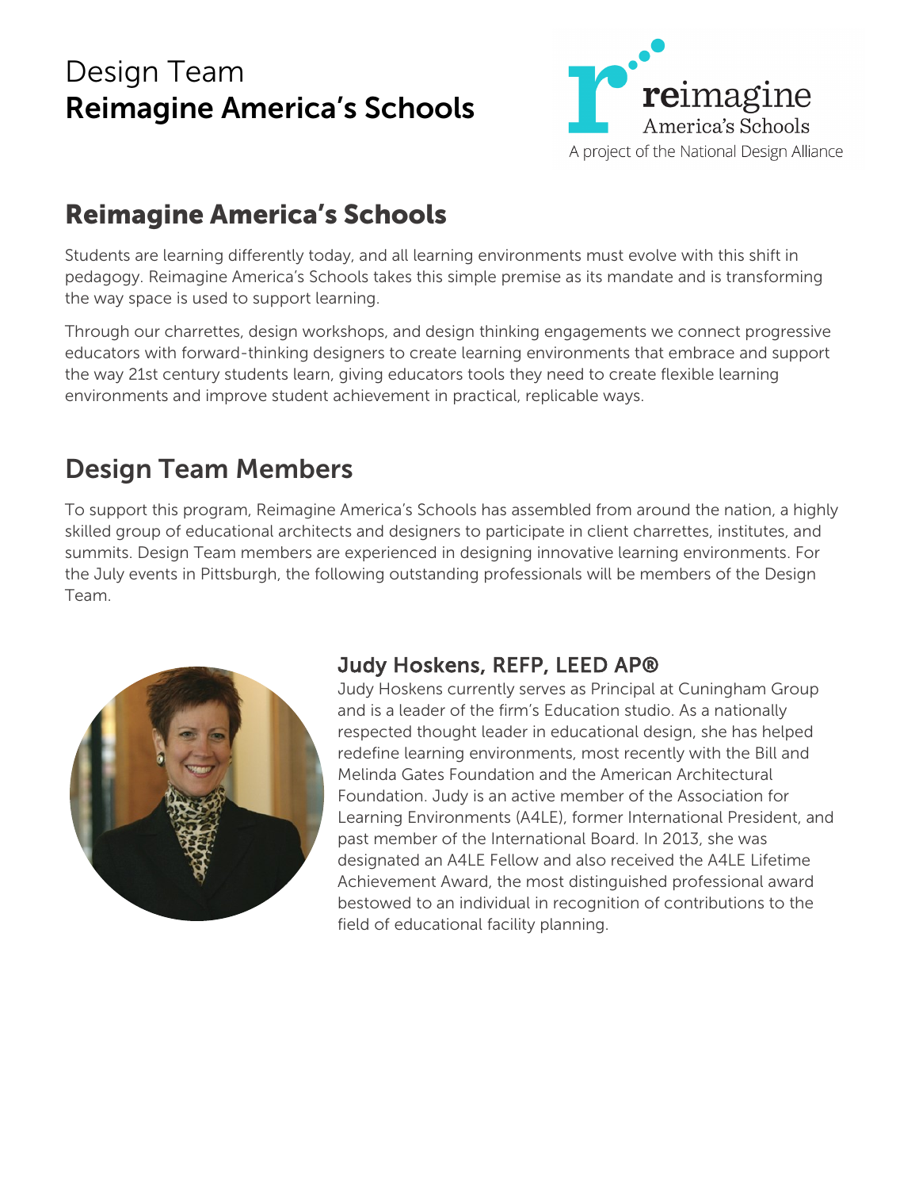# Design Team
# Reimagine America's Schools

reimagine America's Schools
A project of the National Design Alliance

## Reimagine America's Schools

Students are learning differently today, and all learning environments must evolve with this shift in pedagogy. Reimagine America's Schools takes this simple premise as its mandate and is transforming the way space is used to support learning.

Through our charrettes, design workshops, and design thinking engagements we connect progressive educators with forward-thinking designers to create learning environments that embrace and support the way 21st century students learn, giving educators tools they need to create flexible learning environments and improve student achievement in practical, replicable ways.

## Design Team Members

To support this program, Reimagine America's Schools has assembled from around the nation, a highly skilled group of educational architects and designers to participate in client charrettes, institutes, and summits. Design Team members are experienced in designing innovative learning environments. For the July events in Pittsburgh, the following outstanding professionals will be members of the Design Team.

### Judy Hoskens, REFP, LEED AP®

Judy Hoskens currently serves as Principal at Cuningham Group and is a leader of the firm's Education studio. As a nationally respected thought leader in educational design, she has helped redefine learning environments, most recently with the Bill and Melinda Gates Foundation and the American Architectural Foundation. Judy is an active member of the Association for Learning Environments (A4LE), former International President, and past member of the International Board. In 2013, she was designated an A4LE Fellow and also received the A4LE Lifetime Achievement Award, the most distinguished professional award bestowed to an individual in recognition of contributions to the field of educational facility planning.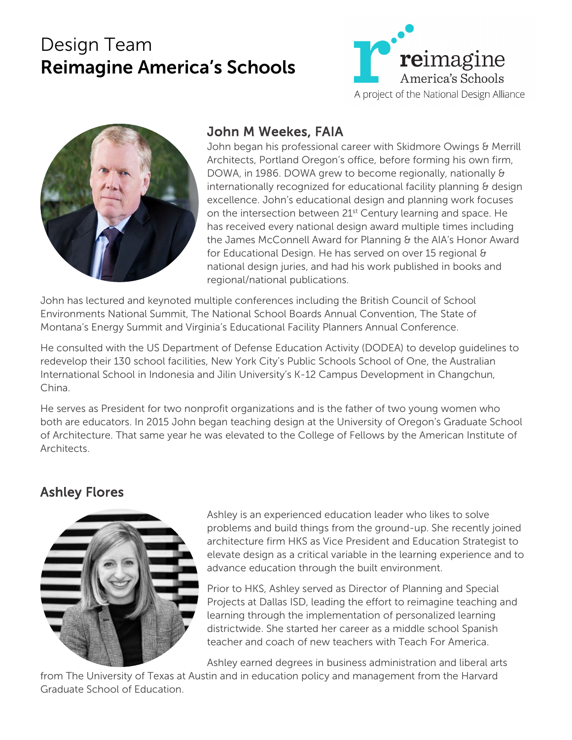# Design Team
## Reimagine America's Schools

**reimagine** America's Schools
A project of the National Design Alliance

### John M Weekes, FAIA

John began his professional career with Skidmore Owings & Merrill Architects, Portland Oregon's office, before forming his own firm, DOWA, in 1986. DOWA grew to become regionally, nationally & internationally recognized for educational facility planning & design excellence. John's educational design and planning work focuses on the intersection between 21st Century learning and space. He has received every national design award multiple times including the James McConnell Award for Planning & the AIA's Honor Award for Educational Design. He has served on over 15 regional & national design juries, and had his work published in books and regional/national publications.

John has lectured and keynoted multiple conferences including the British Council of School Environments National Summit, The National School Boards Annual Convention, The State of Montana's Energy Summit and Virginia's Educational Facility Planners Annual Conference.

He consulted with the US Department of Defense Education Activity (DODEA) to develop guidelines to redevelop their 130 school facilities, New York City's Public Schools School of One, the Australian International School in Indonesia and Jilin University's K-12 Campus Development in Changchun, China.

He serves as President for two nonprofit organizations and is the father of two young women who both are educators. In 2015 John began teaching design at the University of Oregon's Graduate School of Architecture. That same year he was elevated to the College of Fellows by the American Institute of Architects.

### Ashley Flores

Ashley is an experienced education leader who likes to solve problems and build things from the ground-up. She recently joined architecture firm HKS as Vice President and Education Strategist to elevate design as a critical variable in the learning experience and to advance education through the built environment.

Prior to HKS, Ashley served as Director of Planning and Special Projects at Dallas ISD, leading the effort to reimagine teaching and learning through the implementation of personalized learning districtwide. She started her career as a middle school Spanish teacher and coach of new teachers with Teach For America.

Ashley earned degrees in business administration and liberal arts from The University of Texas at Austin and in education policy and management from the Harvard Graduate School of Education.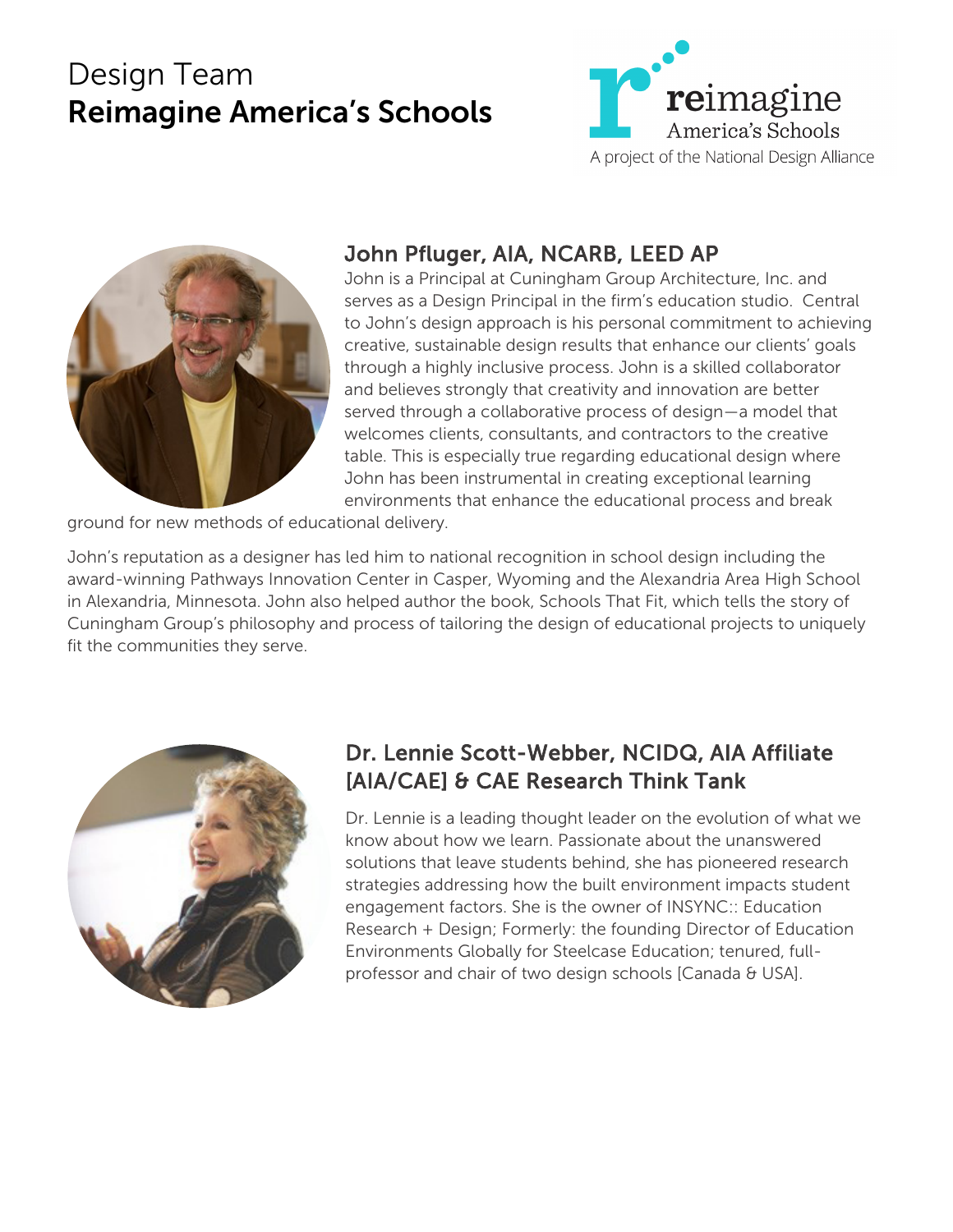# Design Team
## Reimagine America's Schools

reimagine America's Schools
A project of the National Design Alliance

### John Pfluger, AIA, NCARB, LEED AP

John is a Principal at Cuningham Group Architecture, Inc. and serves as a Design Principal in the firm's education studio. Central to John's design approach is his personal commitment to achieving creative, sustainable design results that enhance our clients' goals through a highly inclusive process. John is a skilled collaborator and believes strongly that creativity and innovation are better served through a collaborative process of design—a model that welcomes clients, consultants, and contractors to the creative table. This is especially true regarding educational design where John has been instrumental in creating exceptional learning environments that enhance the educational process and break ground for new methods of educational delivery.

John's reputation as a designer has led him to national recognition in school design including the award-winning Pathways Innovation Center in Casper, Wyoming and the Alexandria Area High School in Alexandria, Minnesota. John also helped author the book, Schools That Fit, which tells the story of Cuningham Group's philosophy and process of tailoring the design of educational projects to uniquely fit the communities they serve.

### Dr. Lennie Scott-Webber, NCIDQ, AIA Affiliate [AIA/CAE] & CAE Research Think Tank

Dr. Lennie is a leading thought leader on the evolution of what we know about how we learn. Passionate about the unanswered solutions that leave students behind, she has pioneered research strategies addressing how the built environment impacts student engagement factors. She is the owner of INSYNC:: Education Research + Design; Formerly: the founding Director of Education Environments Globally for Steelcase Education; tenured, full-professor and chair of two design schools [Canada & USA].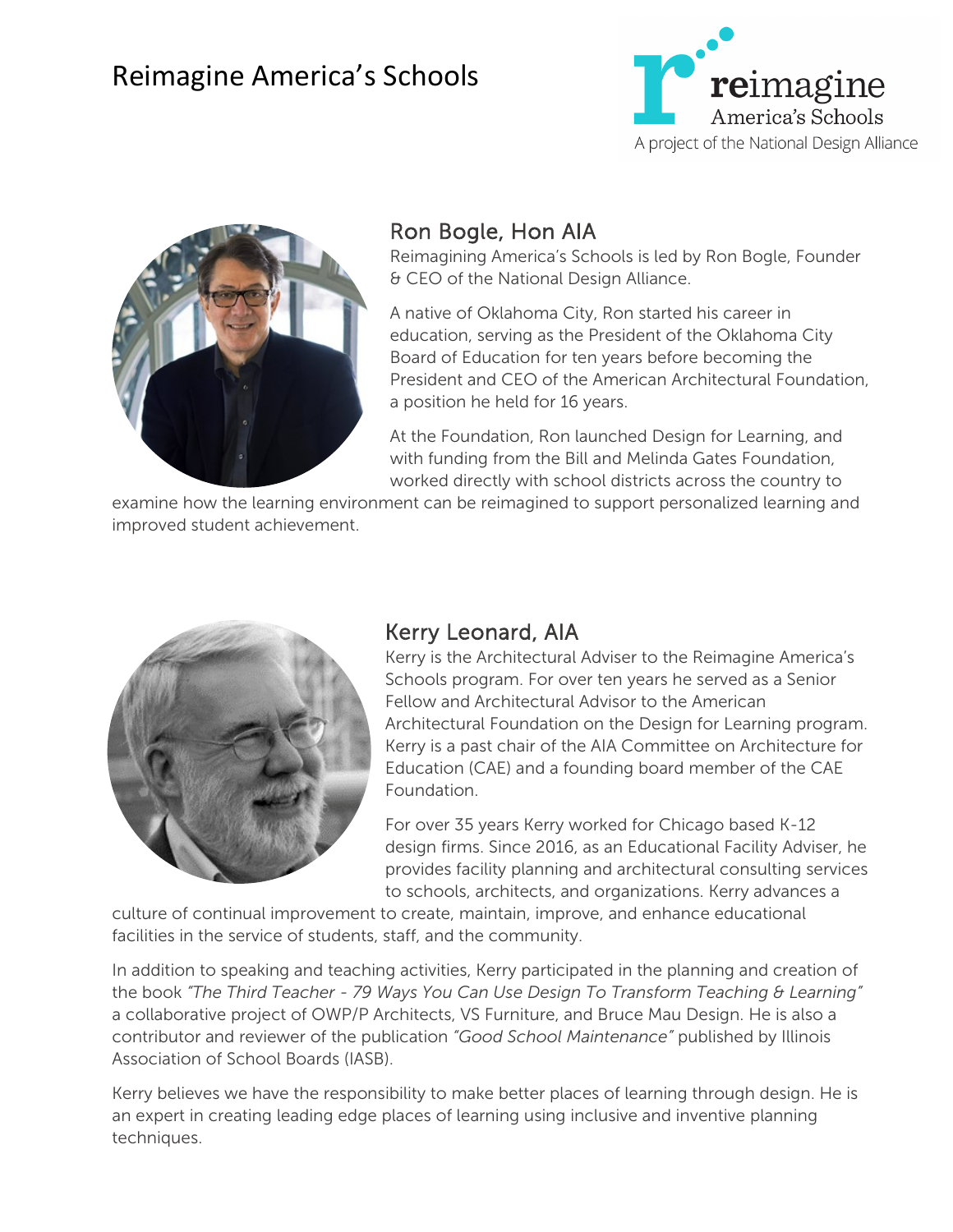# Reimagine America's Schools

reimagine America's Schools
A project of the National Design Alliance

## Ron Bogle, Hon AIA

Reimagining America's Schools is led by Ron Bogle, Founder & CEO of the National Design Alliance.

A native of Oklahoma City, Ron started his career in education, serving as the President of the Oklahoma City Board of Education for ten years before becoming the President and CEO of the American Architectural Foundation, a position he held for 16 years.

At the Foundation, Ron launched Design for Learning, and with funding from the Bill and Melinda Gates Foundation, worked directly with school districts across the country to examine how the learning environment can be reimagined to support personalized learning and improved student achievement.

## Kerry Leonard, AIA

Kerry is the Architectural Adviser to the Reimagine America's Schools program. For over ten years he served as a Senior Fellow and Architectural Advisor to the American Architectural Foundation on the Design for Learning program. Kerry is a past chair of the AIA Committee on Architecture for Education (CAE) and a founding board member of the CAE Foundation.

For over 35 years Kerry worked for Chicago based K-12 design firms. Since 2016, as an Educational Facility Adviser, he provides facility planning and architectural consulting services to schools, architects, and organizations. Kerry advances a culture of continual improvement to create, maintain, improve, and enhance educational facilities in the service of students, staff, and the community.

In addition to speaking and teaching activities, Kerry participated in the planning and creation of the book *"The Third Teacher - 79 Ways You Can Use Design To Transform Teaching & Learning"* a collaborative project of OWP/P Architects, VS Furniture, and Bruce Mau Design. He is also a contributor and reviewer of the publication *"Good School Maintenance"* published by Illinois Association of School Boards (IASB).

Kerry believes we have the responsibility to make better places of learning through design. He is an expert in creating leading edge places of learning using inclusive and inventive planning techniques.